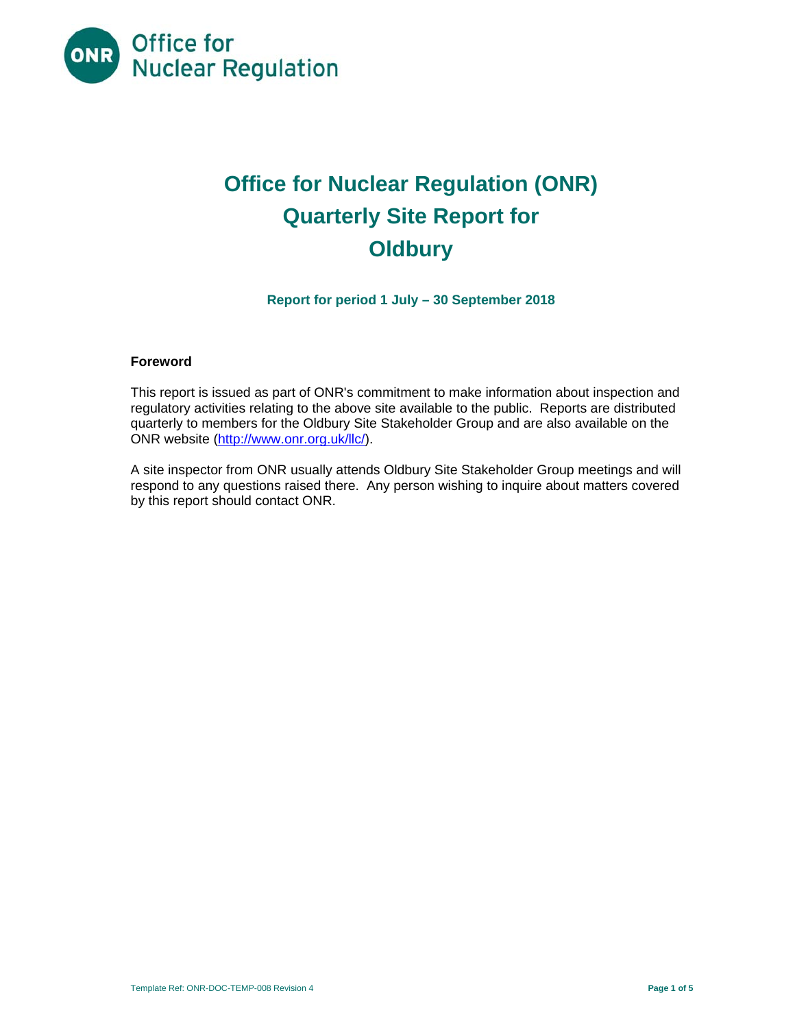Office for Nuclear Regulation

# Office for Nuclear Regulation (ONR) Quarterly Site Report for Oldbury

**Report for period 1 July – 30 September 2018**

## Foreword

This report is issued as part of ONR's commitment to make information about inspection and regulatory activities relating to the above site available to the public. Reports are distributed quarterly to members for the Oldbury Site Stakeholder Group and are also available on the ONR website (http://www.onr.org.uk/llc/).

A site inspector from ONR usually attends Oldbury Site Stakeholder Group meetings and will respond to any questions raised there. Any person wishing to inquire about matters covered by this report should contact ONR.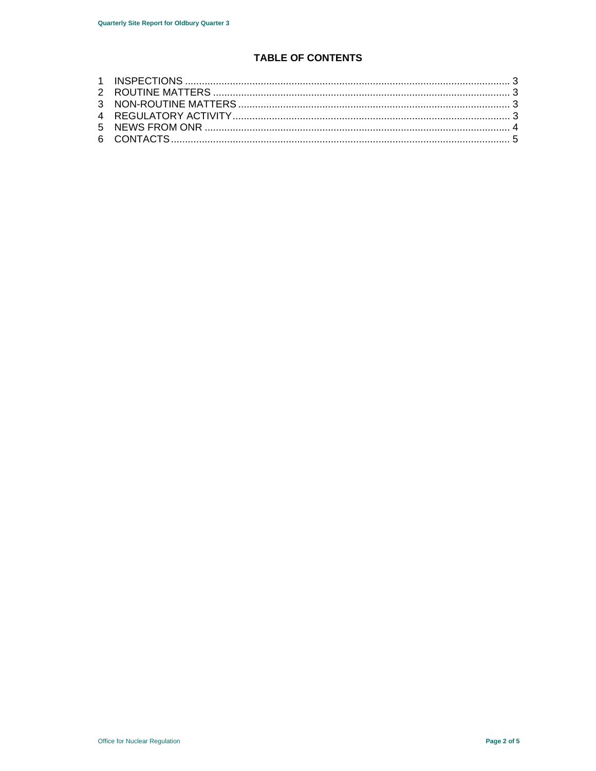# TABLE OF CONTENTS

1 INSPECTIONS ........................................................................................................ 3
2 ROUTINE MATTERS .............................................................................................. 3
3 NON-ROUTINE MATTERS ..................................................................................... 3
4 REGULATORY ACTIVITY ...................................................................................... 3
5 NEWS FROM ONR ................................................................................................. 4
6 CONTACTS ............................................................................................................ 5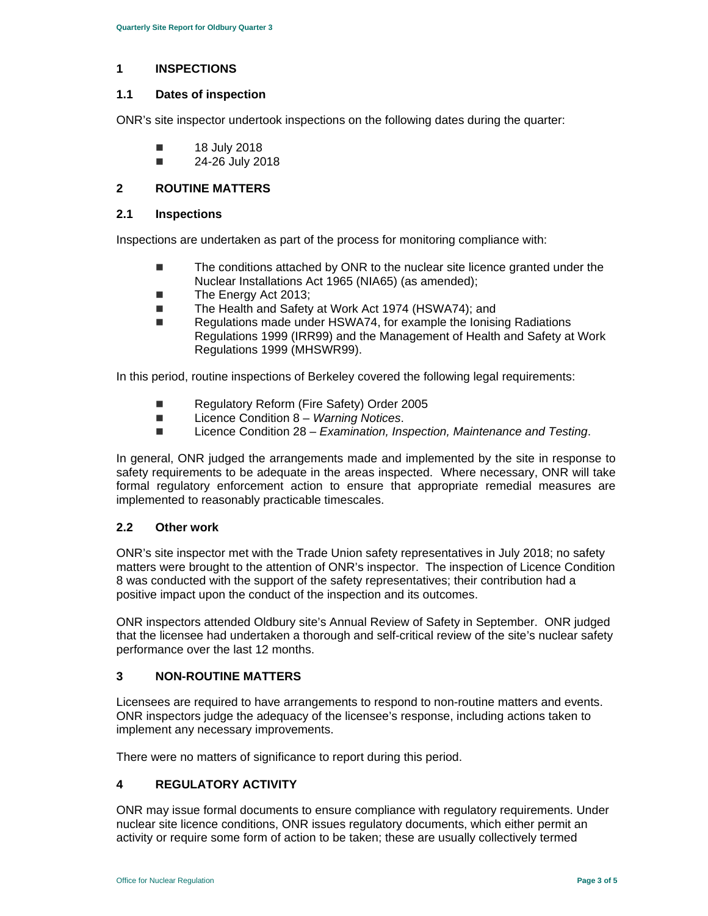# 1 INSPECTIONS

## 1.1 Dates of inspection

ONR's site inspector undertook inspections on the following dates during the quarter:

- 18 July 2018
- 24-26 July 2018

# 2 ROUTINE MATTERS

## 2.1 Inspections

Inspections are undertaken as part of the process for monitoring compliance with:

- The conditions attached by ONR to the nuclear site licence granted under the Nuclear Installations Act 1965 (NIA65) (as amended);
- The Energy Act 2013;
- The Health and Safety at Work Act 1974 (HSWA74); and
- Regulations made under HSWA74, for example the Ionising Radiations Regulations 1999 (IRR99) and the Management of Health and Safety at Work Regulations 1999 (MHSWR99).

In this period, routine inspections of Berkeley covered the following legal requirements:

- Regulatory Reform (Fire Safety) Order 2005
- Licence Condition 8 – *Warning Notices*.
- Licence Condition 28 – *Examination, Inspection, Maintenance and Testing*.

In general, ONR judged the arrangements made and implemented by the site in response to safety requirements to be adequate in the areas inspected. Where necessary, ONR will take formal regulatory enforcement action to ensure that appropriate remedial measures are implemented to reasonably practicable timescales.

## 2.2 Other work

ONR's site inspector met with the Trade Union safety representatives in July 2018; no safety matters were brought to the attention of ONR's inspector. The inspection of Licence Condition 8 was conducted with the support of the safety representatives; their contribution had a positive impact upon the conduct of the inspection and its outcomes.

ONR inspectors attended Oldbury site's Annual Review of Safety in September. ONR judged that the licensee had undertaken a thorough and self-critical review of the site's nuclear safety performance over the last 12 months.

# 3 NON-ROUTINE MATTERS

Licensees are required to have arrangements to respond to non-routine matters and events. ONR inspectors judge the adequacy of the licensee's response, including actions taken to implement any necessary improvements.

There were no matters of significance to report during this period.

# 4 REGULATORY ACTIVITY

ONR may issue formal documents to ensure compliance with regulatory requirements. Under nuclear site licence conditions, ONR issues regulatory documents, which either permit an activity or require some form of action to be taken; these are usually collectively termed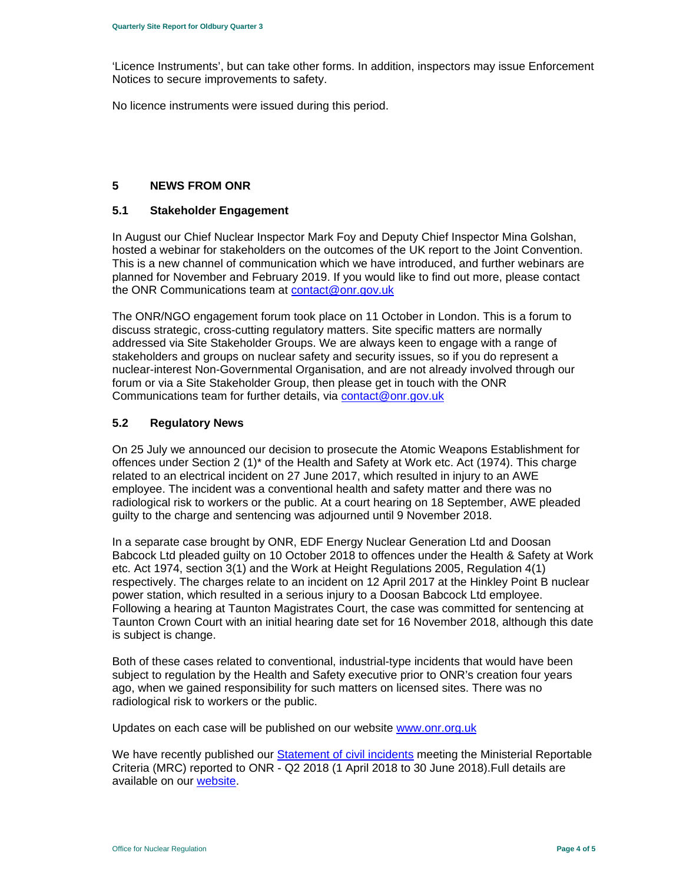'Licence Instruments', but can take other forms. In addition, inspectors may issue Enforcement Notices to secure improvements to safety.

No licence instruments were issued during this period.

## 5 NEWS FROM ONR

### 5.1 Stakeholder Engagement

In August our Chief Nuclear Inspector Mark Foy and Deputy Chief Inspector Mina Golshan, hosted a webinar for stakeholders on the outcomes of the UK report to the Joint Convention. This is a new channel of communication which we have introduced, and further webinars are planned for November and February 2019. If you would like to find out more, please contact the ONR Communications team at [contact@onr.gov.uk](mailto:contact@onr.gov.uk)

The ONR/NGO engagement forum took place on 11 October in London. This is a forum to discuss strategic, cross-cutting regulatory matters. Site specific matters are normally addressed via Site Stakeholder Groups. We are always keen to engage with a range of stakeholders and groups on nuclear safety and security issues, so if you do represent a nuclear-interest Non-Governmental Organisation, and are not already involved through our forum or via a Site Stakeholder Group, then please get in touch with the ONR Communications team for further details, via [contact@onr.gov.uk](mailto:contact@onr.gov.uk)

### 5.2 Regulatory News

On 25 July we announced our decision to prosecute the Atomic Weapons Establishment for offences under Section 2 (1)* of the Health and Safety at Work etc. Act (1974). This charge related to an electrical incident on 27 June 2017, which resulted in injury to an AWE employee. The incident was a conventional health and safety matter and there was no radiological risk to workers or the public. At a court hearing on 18 September, AWE pleaded guilty to the charge and sentencing was adjourned until 9 November 2018.

In a separate case brought by ONR, EDF Energy Nuclear Generation Ltd and Doosan Babcock Ltd pleaded guilty on 10 October 2018 to offences under the Health & Safety at Work etc. Act 1974, section 3(1) and the Work at Height Regulations 2005, Regulation 4(1) respectively. The charges relate to an incident on 12 April 2017 at the Hinkley Point B nuclear power station, which resulted in a serious injury to a Doosan Babcock Ltd employee. Following a hearing at Taunton Magistrates Court, the case was committed for sentencing at Taunton Crown Court with an initial hearing date set for 16 November 2018, although this date is subject is change.

Both of these cases related to conventional, industrial-type incidents that would have been subject to regulation by the Health and Safety executive prior to ONR's creation four years ago, when we gained responsibility for such matters on licensed sites. There was no radiological risk to workers or the public.

Updates on each case will be published on our website [www.onr.org.uk](http://www.onr.org.uk)

We have recently published our [Statement of civil incidents]() meeting the Ministerial Reportable Criteria (MRC) reported to ONR - Q2 2018 (1 April 2018 to 30 June 2018).Full details are available on our [website]().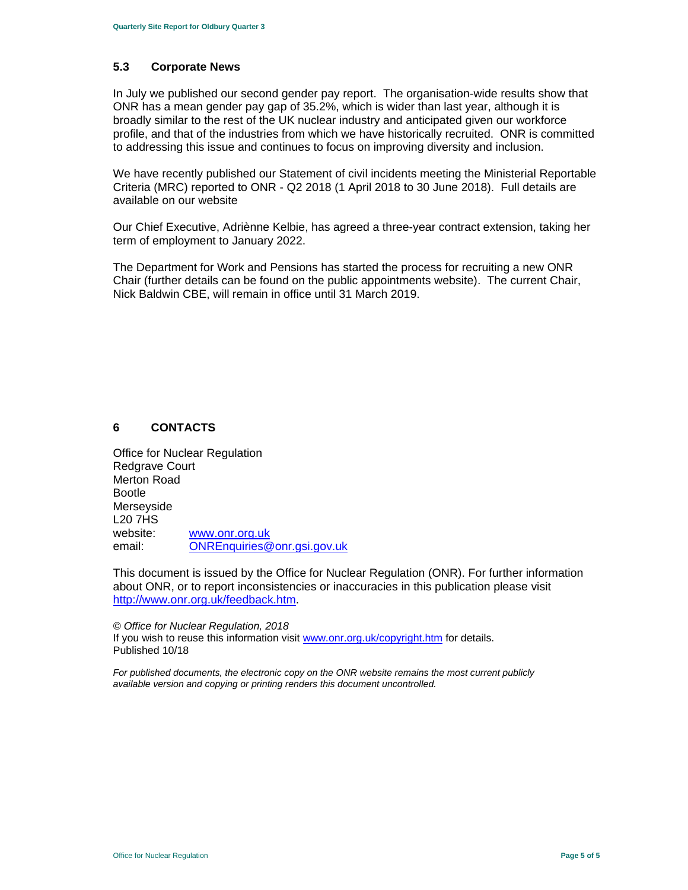### 5.3 Corporate News

In July we published our second gender pay report. The organisation-wide results show that ONR has a mean gender pay gap of 35.2%, which is wider than last year, although it is broadly similar to the rest of the UK nuclear industry and anticipated given our workforce profile, and that of the industries from which we have historically recruited. ONR is committed to addressing this issue and continues to focus on improving diversity and inclusion.

We have recently published our Statement of civil incidents meeting the Ministerial Reportable Criteria (MRC) reported to ONR - Q2 2018 (1 April 2018 to 30 June 2018). Full details are available on our website

Our Chief Executive, Adriènne Kelbie, has agreed a three-year contract extension, taking her term of employment to January 2022.

The Department for Work and Pensions has started the process for recruiting a new ONR Chair (further details can be found on the public appointments website). The current Chair, Nick Baldwin CBE, will remain in office until 31 March 2019.

## 6 CONTACTS

Office for Nuclear Regulation
Redgrave Court
Merton Road
Bootle
Merseyside
L20 7HS
website: www.onr.org.uk
email: ONREnquiries@onr.gsi.gov.uk

This document is issued by the Office for Nuclear Regulation (ONR). For further information about ONR, or to report inconsistencies or inaccuracies in this publication please visit http://www.onr.org.uk/feedback.htm.

*© Office for Nuclear Regulation, 2018*
If you wish to reuse this information visit www.onr.org.uk/copyright.htm for details.
Published 10/18

*For published documents, the electronic copy on the ONR website remains the most current publicly available version and copying or printing renders this document uncontrolled.*